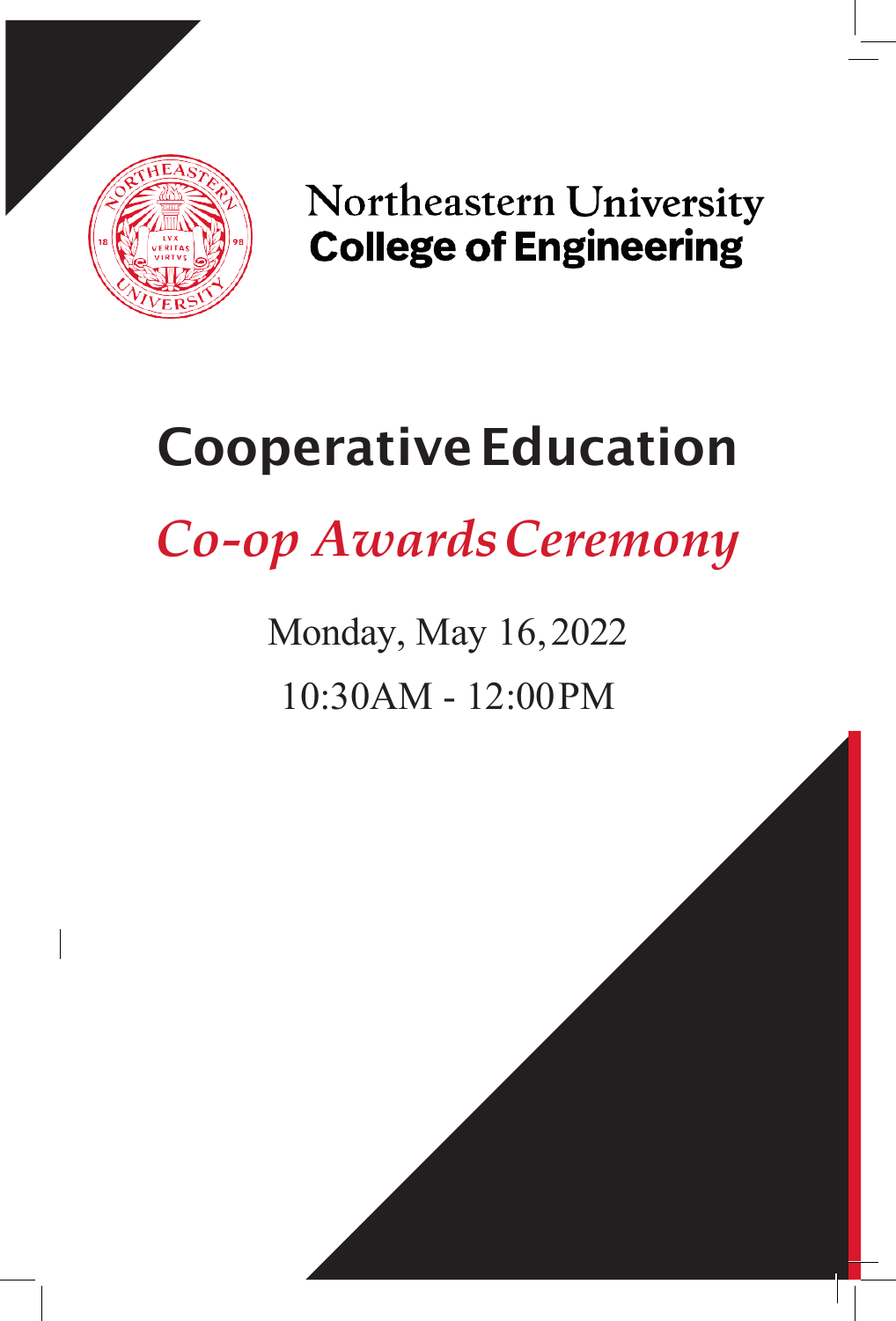Northeastern University
**College of Engineering**

# Cooperative Education

## *Co-op Awards Ceremony*

Monday, May 16, 2022

10:30AM - 12:00PM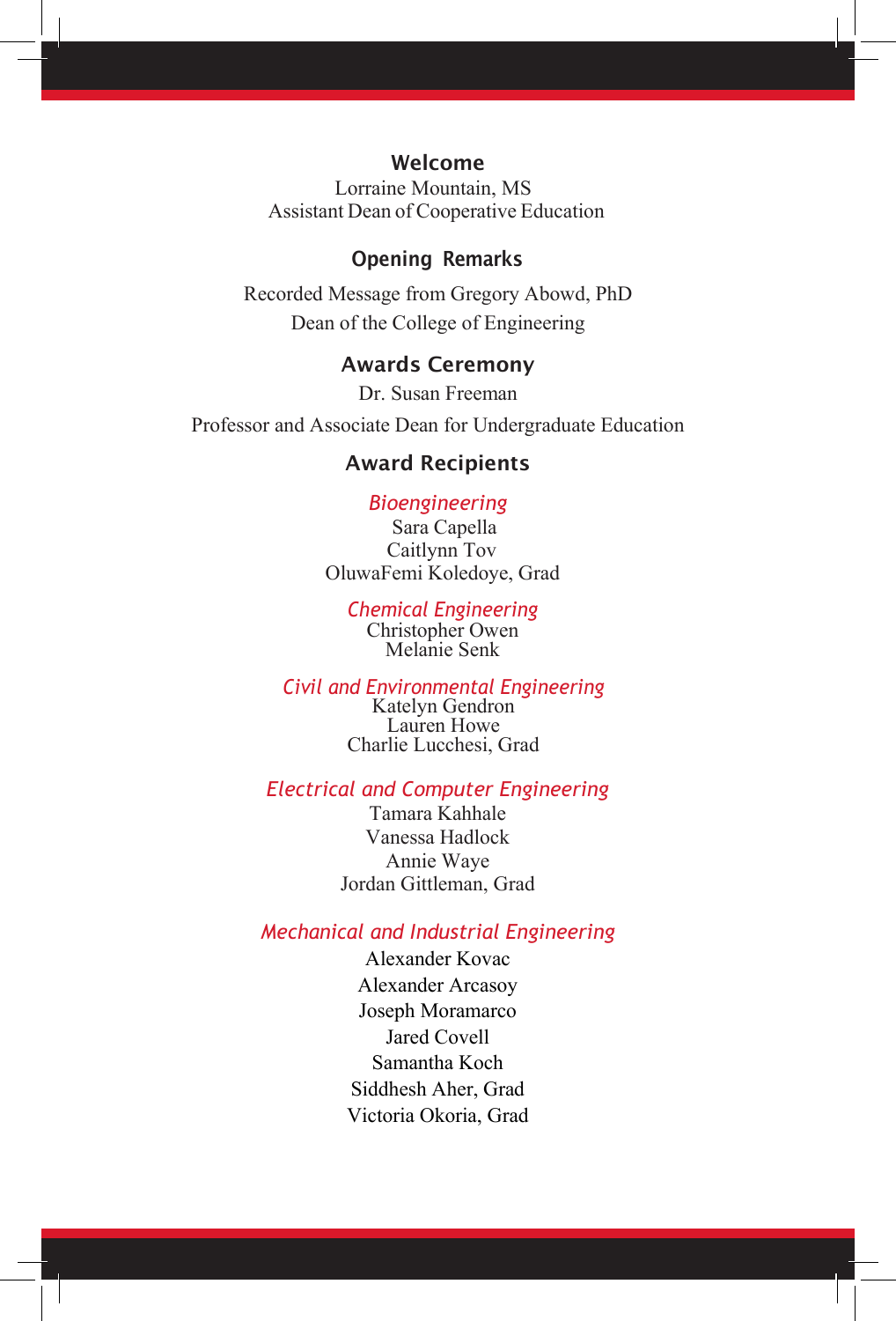## Welcome

Lorraine Mountain, MS
Assistant Dean of Cooperative Education

## Opening Remarks

Recorded Message from Gregory Abowd, PhD
Dean of the College of Engineering

## Awards Ceremony

Dr. Susan Freeman
Professor and Associate Dean for Undergraduate Education

## Award Recipients

### *Bioengineering*

Sara Capella
Caitlynn Tov
OluwaFemi Koledoye, Grad

### *Chemical Engineering*

Christopher Owen
Melanie Senk

### *Civil and Environmental Engineering*

Katelyn Gendron
Lauren Howe
Charlie Lucchesi, Grad

### *Electrical and Computer Engineering*

Tamara Kahhale
Vanessa Hadlock
Annie Waye
Jordan Gittleman, Grad

### *Mechanical and Industrial Engineering*

Alexander Kovac
Alexander Arcasoy
Joseph Moramarco
Jared Covell
Samantha Koch
Siddhesh Aher, Grad
Victoria Okoria, Grad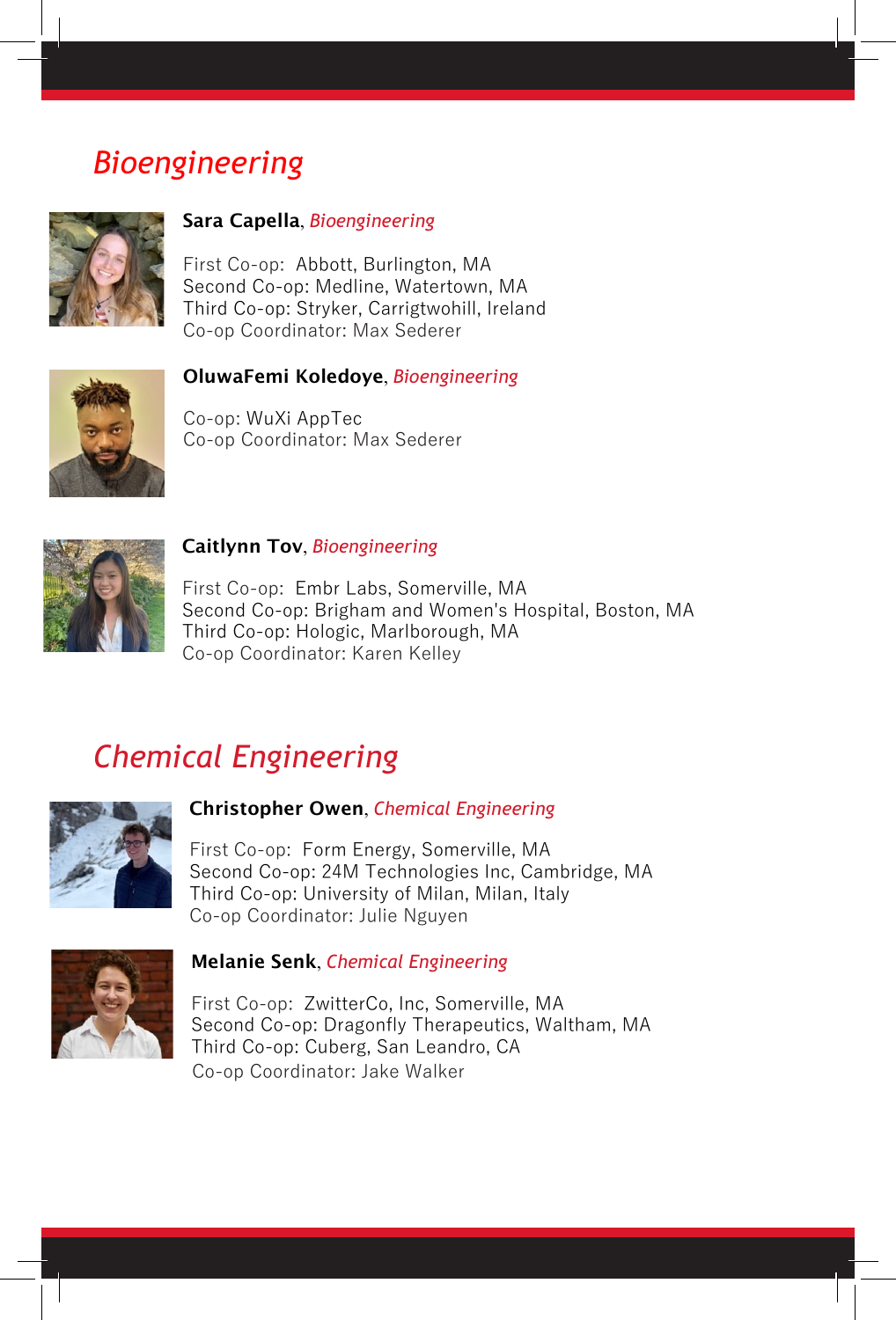## *Bioengineering*

**Sara Capella**, *Bioengineering*

First Co-op: Abbott, Burlington, MA
Second Co-op: Medline, Watertown, MA
Third Co-op: Stryker, Carrigtwohill, Ireland
Co-op Coordinator: Max Sederer

**OluwaFemi Koledoye**, *Bioengineering*

Co-op: WuXi AppTec
Co-op Coordinator: Max Sederer

**Caitlynn Tov**, *Bioengineering*

First Co-op: Embr Labs, Somerville, MA
Second Co-op: Brigham and Women's Hospital, Boston, MA
Third Co-op: Hologic, Marlborough, MA
Co-op Coordinator: Karen Kelley

## *Chemical Engineering*

**Christopher Owen**, *Chemical Engineering*

First Co-op: Form Energy, Somerville, MA
Second Co-op: 24M Technologies Inc, Cambridge, MA
Third Co-op: University of Milan, Milan, Italy
Co-op Coordinator: Julie Nguyen

**Melanie Senk**, *Chemical Engineering*

First Co-op: ZwitterCo, Inc, Somerville, MA
Second Co-op: Dragonfly Therapeutics, Waltham, MA
Third Co-op: Cuberg, San Leandro, CA
Co-op Coordinator: Jake Walker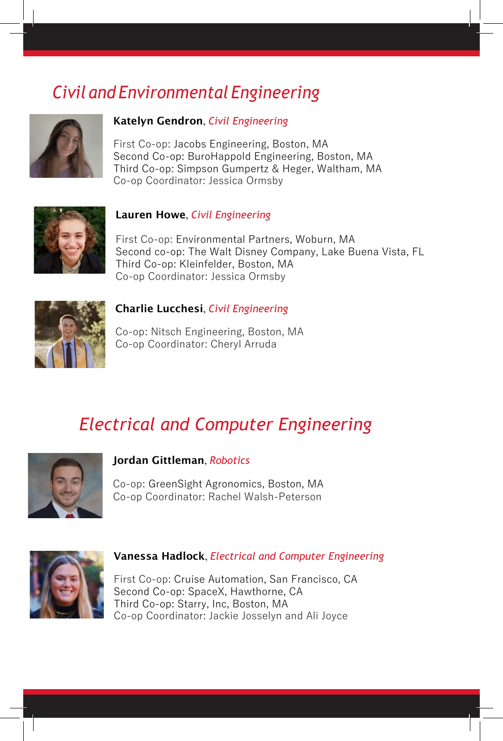## *Civil and Environmental Engineering*

**Katelyn Gendron**, *Civil Engineering*

First Co-op: Jacobs Engineering, Boston, MA
Second Co-op: BuroHappold Engineering, Boston, MA
Third Co-op: Simpson Gumpertz & Heger, Waltham, MA
Co-op Coordinator: Jessica Ormsby

**Lauren Howe**, *Civil Engineering*

First Co-op: Environmental Partners, Woburn, MA
Second co-op: The Walt Disney Company, Lake Buena Vista, FL
Third Co-op: Kleinfelder, Boston, MA
Co-op Coordinator: Jessica Ormsby

**Charlie Lucchesi**, *Civil Engineering*

Co-op: Nitsch Engineering, Boston, MA
Co-op Coordinator: Cheryl Arruda

## *Electrical and Computer Engineering*

**Jordan Gittleman**, *Robotics*

Co-op: GreenSight Agronomics, Boston, MA
Co-op Coordinator: Rachel Walsh-Peterson

**Vanessa Hadlock**, *Electrical and Computer Engineering*

First Co-op: Cruise Automation, San Francisco, CA
Second Co-op: SpaceX, Hawthorne, CA
Third Co-op: Starry, Inc, Boston, MA
Co-op Coordinator: Jackie Josselyn and Ali Joyce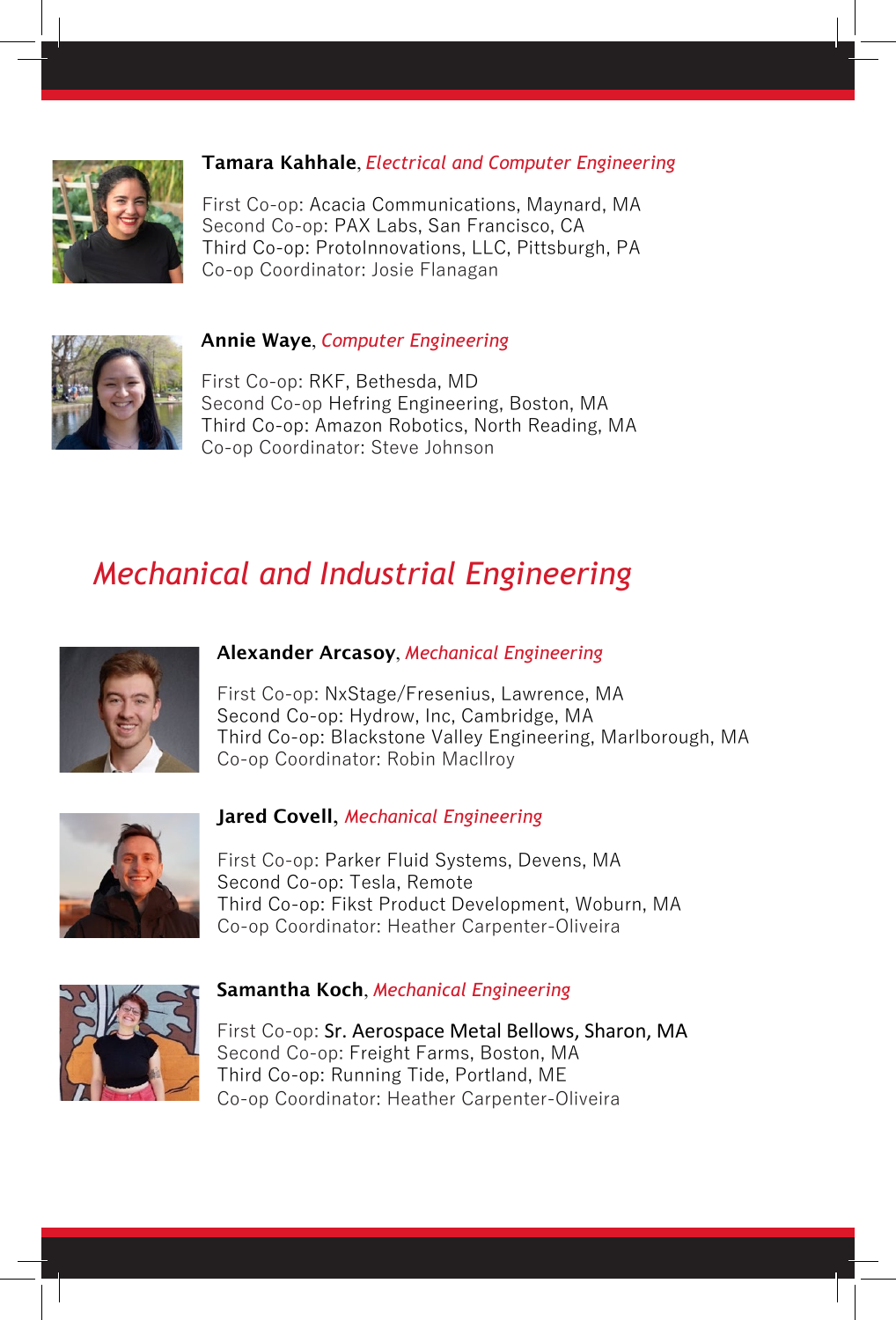**Tamara Kahhale**, *Electrical and Computer Engineering*

First Co-op: Acacia Communications, Maynard, MA
Second Co-op: PAX Labs, San Francisco, CA
Third Co-op: ProtoInnovations, LLC, Pittsburgh, PA
Co-op Coordinator: Josie Flanagan

**Annie Waye**, *Computer Engineering*

First Co-op: RKF, Bethesda, MD
Second Co-op Hefring Engineering, Boston, MA
Third Co-op: Amazon Robotics, North Reading, MA
Co-op Coordinator: Steve Johnson

## *Mechanical and Industrial Engineering*

**Alexander Arcasoy**, *Mechanical Engineering*

First Co-op: NxStage/Fresenius, Lawrence, MA
Second Co-op: Hydrow, Inc, Cambridge, MA
Third Co-op: Blackstone Valley Engineering, Marlborough, MA
Co-op Coordinator: Robin MacIlroy

**Jared Covell**, *Mechanical Engineering*

First Co-op: Parker Fluid Systems, Devens, MA
Second Co-op: Tesla, Remote
Third Co-op: Fikst Product Development, Woburn, MA
Co-op Coordinator: Heather Carpenter-Oliveira

**Samantha Koch**, *Mechanical Engineering*

First Co-op: Sr. Aerospace Metal Bellows, Sharon, MA
Second Co-op: Freight Farms, Boston, MA
Third Co-op: Running Tide, Portland, ME
Co-op Coordinator: Heather Carpenter-Oliveira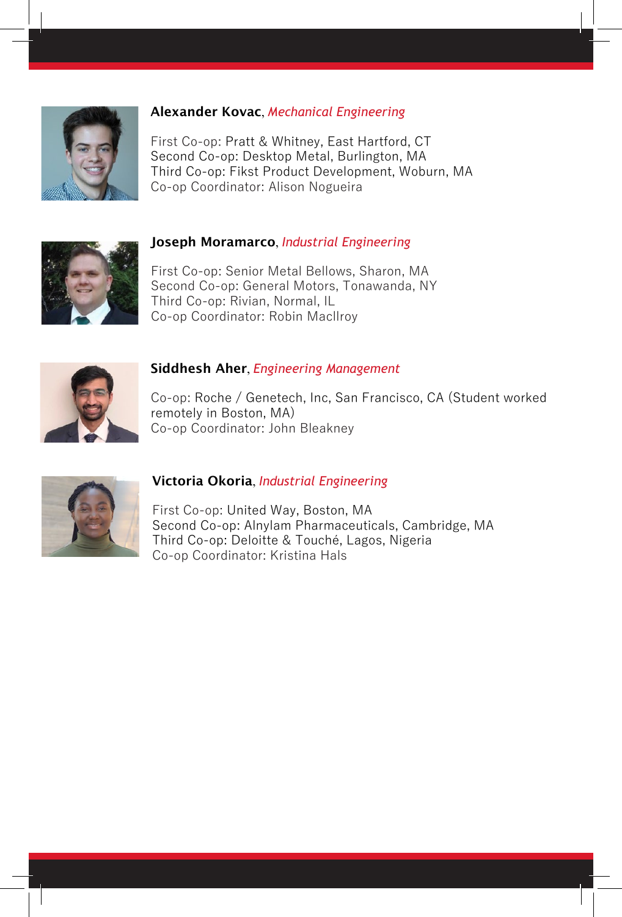**Alexander Kovac**, *Mechanical Engineering*

First Co-op: Pratt & Whitney, East Hartford, CT
Second Co-op: Desktop Metal, Burlington, MA
Third Co-op: Fikst Product Development, Woburn, MA
Co-op Coordinator: Alison Nogueira

**Joseph Moramarco**, *Industrial Engineering*

First Co-op: Senior Metal Bellows, Sharon, MA
Second Co-op: General Motors, Tonawanda, NY
Third Co-op: Rivian, Normal, IL
Co-op Coordinator: Robin MacIlroy

**Siddhesh Aher**, *Engineering Management*

Co-op: Roche / Genetech, Inc, San Francisco, CA (Student worked remotely in Boston, MA)
Co-op Coordinator: John Bleakney

**Victoria Okoria**, *Industrial Engineering*

First Co-op: United Way, Boston, MA
Second Co-op: Alnylam Pharmaceuticals, Cambridge, MA
Third Co-op: Deloitte & Touché, Lagos, Nigeria
Co-op Coordinator: Kristina Hals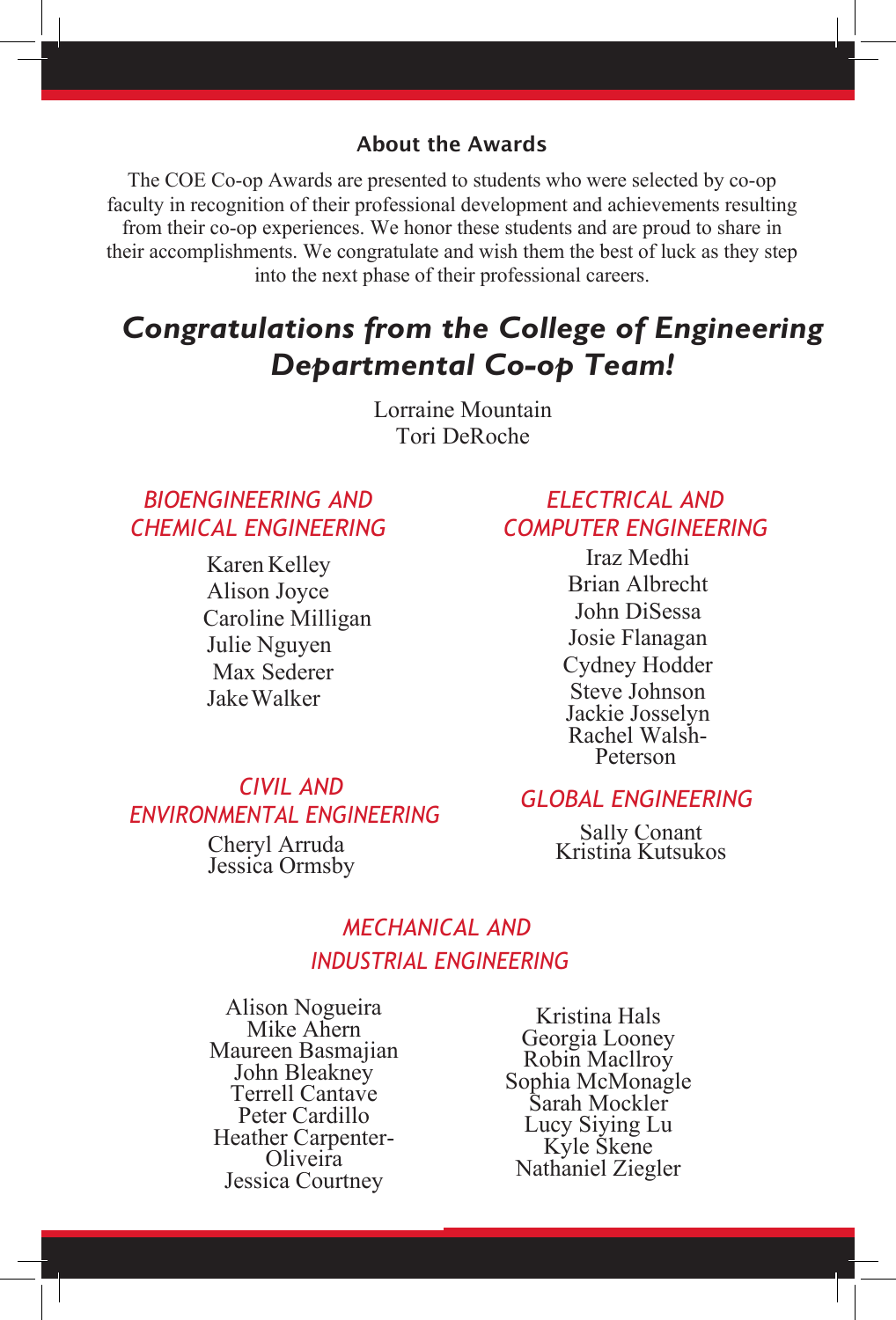## About the Awards

The COE Co-op Awards are presented to students who were selected by co-op faculty in recognition of their professional development and achievements resulting from their co-op experiences. We honor these students and are proud to share in their accomplishments. We congratulate and wish them the best of luck as they step into the next phase of their professional careers.

# *Congratulations from the College of Engineering Departmental Co-op Team!*

Lorraine Mountain
Tori DeRoche

### *BIOENGINEERING AND CHEMICAL ENGINEERING*

Karen Kelley
Alison Joyce
Caroline Milligan
Julie Nguyen
Max Sederer
Jake Walker

### *CIVIL AND ENVIRONMENTAL ENGINEERING*

Cheryl Arruda
Jessica Ormsby

### *ELECTRICAL AND COMPUTER ENGINEERING*

Iraz Medhi
Brian Albrecht
John DiSessa
Josie Flanagan
Cydney Hodder
Steve Johnson
Jackie Josselyn
Rachel Walsh-Peterson

### *GLOBAL ENGINEERING*

Sally Conant
Kristina Kutsukos

### *MECHANICAL AND INDUSTRIAL ENGINEERING*

Alison Nogueira
Mike Ahern
Maureen Basmajian
John Bleakney
Terrell Cantave
Peter Cardillo
Heather Carpenter-Oliveira
Jessica Courtney
Kristina Hals
Georgia Looney
Robin MacIlroy
Sophia McMonagle
Sarah Mockler
Lucy Siying Lu
Kyle Skene
Nathaniel Ziegler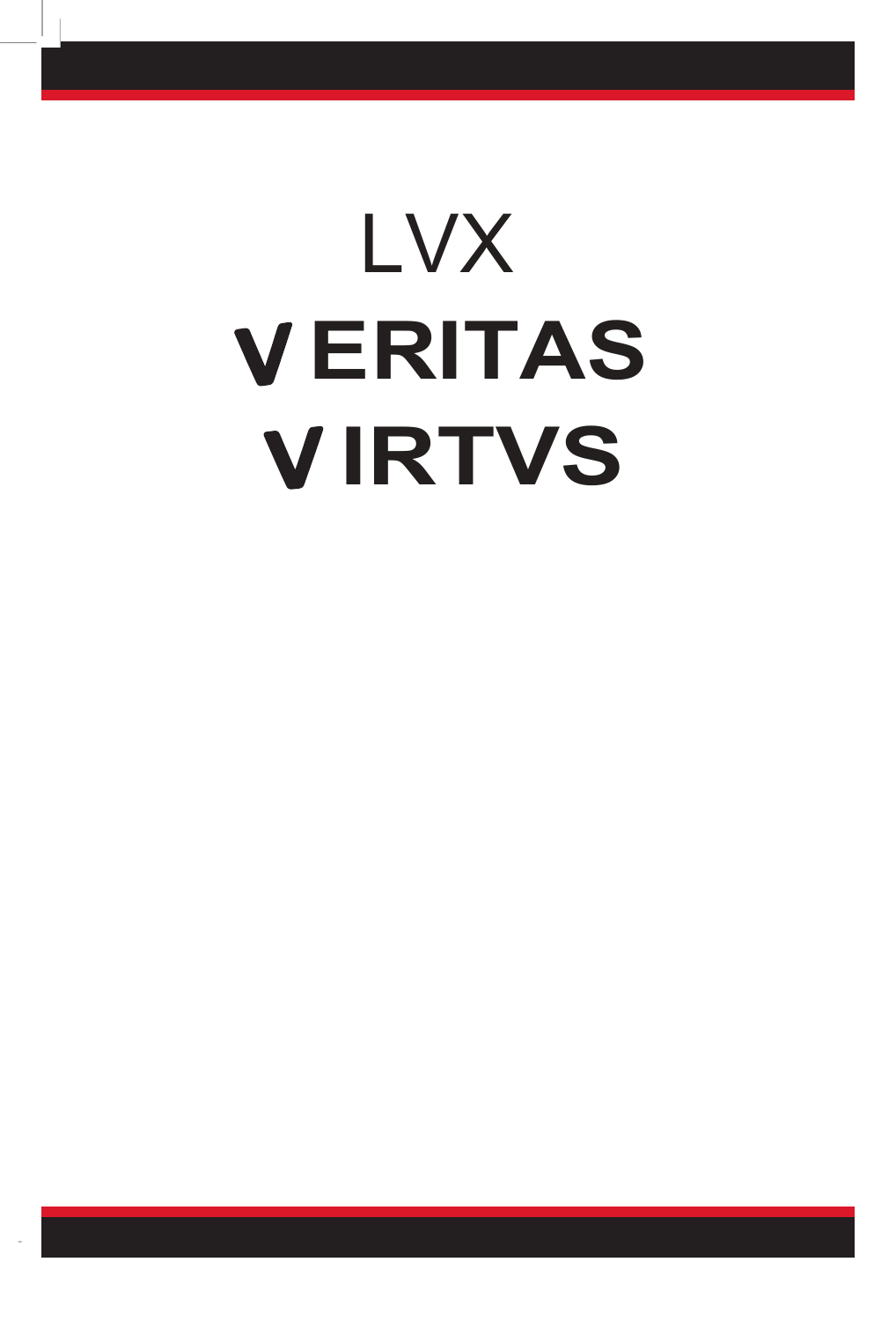LVX

**VERITAS**

**VIRTVS**